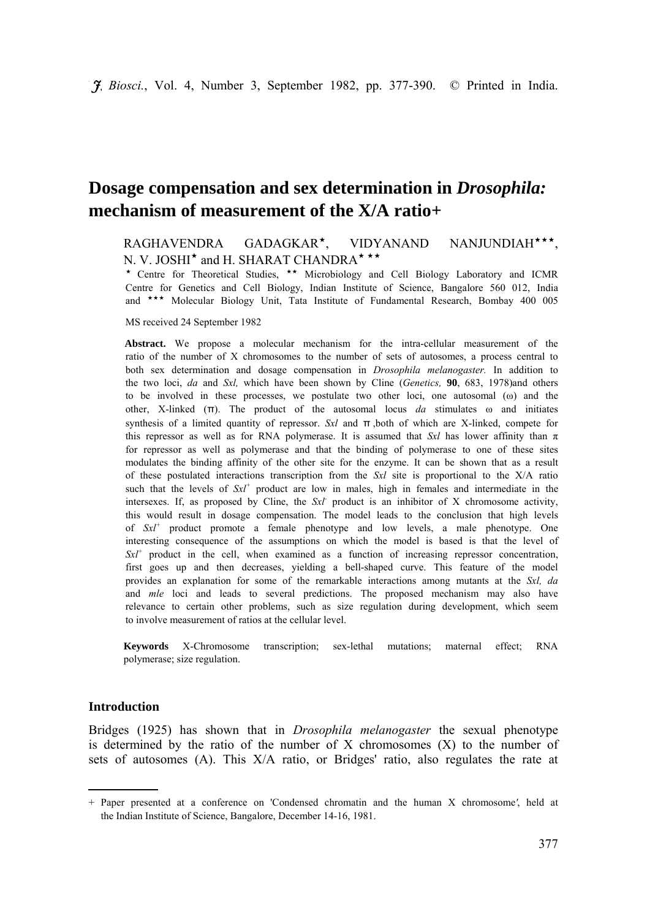# Dosage compensation and sex determination in *Drosophila:* mechanism of measurement of the X/A ratio+

RAGHAVENDRA GADAGKAR*, VIDYANAND NANJUNDIAH***, N. V. JOSHI* and H. SHARAT CHANDRA* **

\* Centre for Theoretical Studies, ** Microbiology and Cell Biology Laboratory and ICMR Centre for Genetics and Cell Biology, Indian Institute of Science, Bangalore 560 012, India and *** Molecular Biology Unit, Tata Institute of Fundamental Research, Bombay 400 005

MS received 24 September 1982

**Abstract.** We propose a molecular mechanism for the intra-cellular measurement of the ratio of the number of X chromosomes to the number of sets of autosomes, a process central to both sex determination and dosage compensation in *Drosophila melanogaster.* In addition to the two loci, *da* and *Sxl,* which have been shown by Cline (*Genetics,* **90**, 683, 1978)and others to be involved in these processes, we postulate two other loci, one autosomal (ω) and the other, X-linked (π). The product of the autosomal locus *da* stimulates ω and initiates synthesis of a limited quantity of repressor. *Sxl* and π ,both of which are X-linked, compete for this repressor as well as for RNA polymerase. It is assumed that *Sxl* has lower affinity than π for repressor as well as polymerase and that the binding of polymerase to one of these sites modulates the binding affinity of the other site for the enzyme. It can be shown that as a result of these postulated interactions transcription from the *Sxl* site is proportional to the X/A ratio such that the levels of $Sxl^+$ product are low in males, high in females and intermediate in the intersexes. If, as proposed by Cline, the $Sxl^-$ product is an inhibitor of X chromosome activity, this would result in dosage compensation. The model leads to the conclusion that high levels of $Sxl^+$ product promote a female phenotype and low levels, a male phenotype. One interesting consequence of the assumptions on which the model is based is that the level of $Sxl^+$ product in the cell, when examined as a function of increasing repressor concentration, first goes up and then decreases, yielding a bell-shaped curve. This feature of the model provides an explanation for some of the remarkable interactions among mutants at the *Sxl, da* and *mle* loci and leads to several predictions. The proposed mechanism may also have relevance to certain other problems, such as size regulation during development, which seem to involve measurement of ratios at the cellular level.

**Keywords** X-Chromosome transcription; sex-lethal mutations; maternal effect; RNA polymerase; size regulation.

## Introduction

Bridges (1925) has shown that in *Drosophila melanogaster* the sexual phenotype is determined by the ratio of the number of X chromosomes (X) to the number of sets of autosomes (A). This X/A ratio, or Bridges' ratio, also regulates the rate at

---

\+ Paper presented at a conference on 'Condensed chromatin and the human X chromosome', held at the Indian Institute of Science, Bangalore, December 14-16, 1981.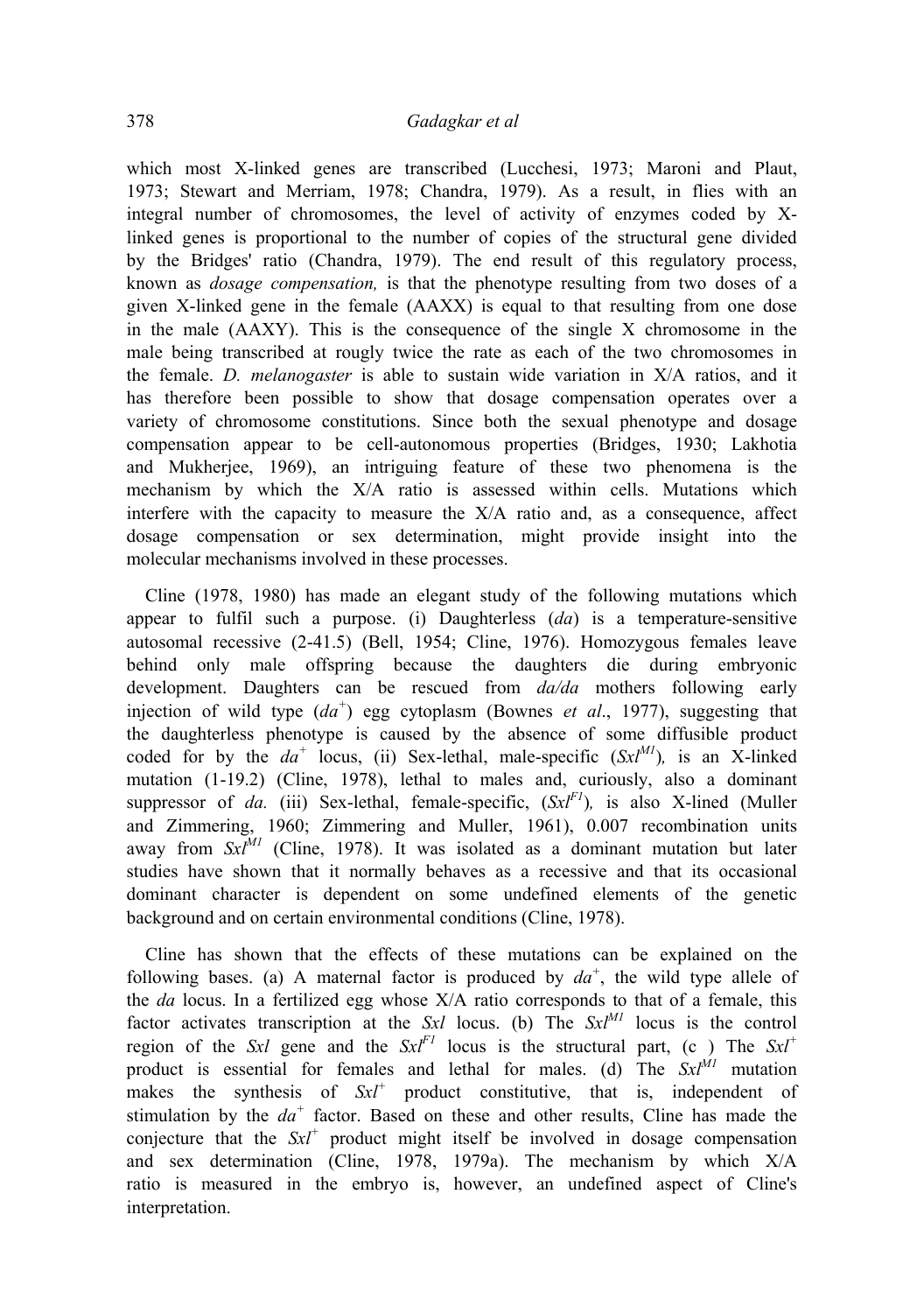which most X-linked genes are transcribed (Lucchesi, 1973; Maroni and Plaut, 1973; Stewart and Merriam, 1978; Chandra, 1979). As a result, in flies with an integral number of chromosomes, the level of activity of enzymes coded by X-linked genes is proportional to the number of copies of the structural gene divided by the Bridges' ratio (Chandra, 1979). The end result of this regulatory process, known as *dosage compensation,* is that the phenotype resulting from two doses of a given X-linked gene in the female (AAXX) is equal to that resulting from one dose in the male (AAXY). This is the consequence of the single X chromosome in the male being transcribed at rougly twice the rate as each of the two chromosomes in the female. *D. melanogaster* is able to sustain wide variation in X/A ratios, and it has therefore been possible to show that dosage compensation operates over a variety of chromosome constitutions. Since both the sexual phenotype and dosage compensation appear to be cell-autonomous properties (Bridges, 1930; Lakhotia and Mukherjee, 1969), an intriguing feature of these two phenomena is the mechanism by which the X/A ratio is assessed within cells. Mutations which interfere with the capacity to measure the X/A ratio and, as a consequence, affect dosage compensation or sex determination, might provide insight into the molecular mechanisms involved in these processes.

Cline (1978, 1980) has made an elegant study of the following mutations which appear to fulfil such a purpose. (i) Daughterless (*da*) is a temperature-sensitive autosomal recessive (2-41.5) (Bell, 1954; Cline, 1976). Homozygous females leave behind only male offspring because the daughters die during embryonic development. Daughters can be rescued from *da/da* mothers following early injection of wild type ($da^+$) egg cytoplasm (Bownes *et al*., 1977), suggesting that the daughterless phenotype is caused by the absence of some diffusible product coded for by the $da^+$ locus, (ii) Sex-lethal, male-specific ($Sxl^{M1}$)*,* is an X-linked mutation (1-19.2) (Cline, 1978), lethal to males and, curiously, also a dominant suppressor of *da.* (iii) Sex-lethal, female-specific, ($Sxl^{F1}$)*,* is also X-lined (Muller and Zimmering, 1960; Zimmering and Muller, 1961), 0.007 recombination units away from $Sxl^{M1}$ (Cline, 1978). It was isolated as a dominant mutation but later studies have shown that it normally behaves as a recessive and that its occasional dominant character is dependent on some undefined elements of the genetic background and on certain environmental conditions (Cline, 1978).

Cline has shown that the effects of these mutations can be explained on the following bases. (a) A maternal factor is produced by $da^+$, the wild type allele of the *da* locus. In a fertilized egg whose X/A ratio corresponds to that of a female, this factor activates transcription at the *Sxl* locus. (b) The $Sxl^{M1}$ locus is the control region of the *Sxl* gene and the $Sxl^{F1}$ locus is the structural part, (c ) The $Sxl^+$ product is essential for females and lethal for males. (d) The $Sxl^{M1}$ mutation makes the synthesis of $Sxl^+$ product constitutive, that is, independent of stimulation by the $da^+$ factor. Based on these and other results, Cline has made the conjecture that the $Sxl^+$ product might itself be involved in dosage compensation and sex determination (Cline, 1978, 1979a). The mechanism by which X/A ratio is measured in the embryo is, however, an undefined aspect of Cline's interpretation.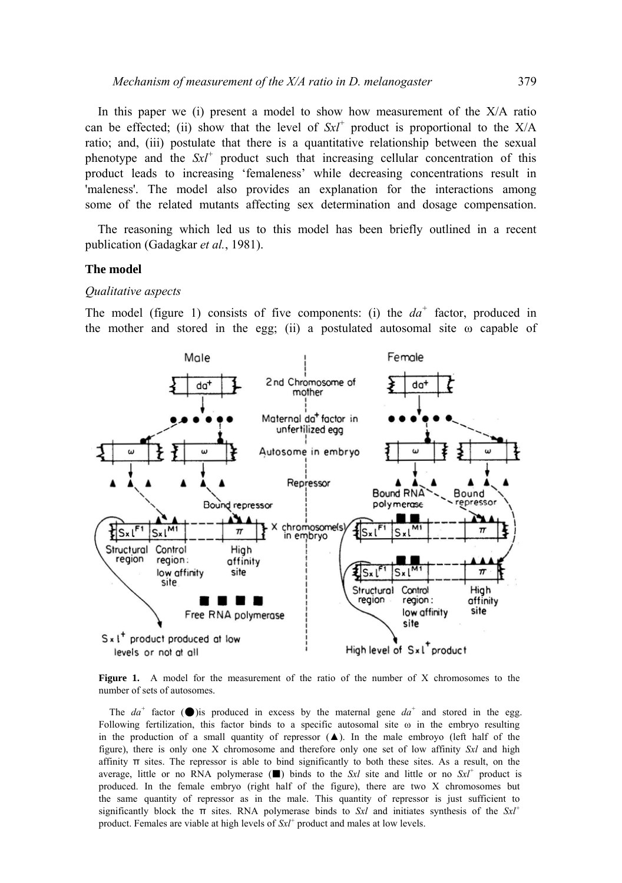In this paper we (i) present a model to show how measurement of the X/A ratio can be effected; (ii) show that the level of *Sxl*$^+$ product is proportional to the X/A ratio; and, (iii) postulate that there is a quantitative relationship between the sexual phenotype and the *Sxl*$^+$ product such that increasing cellular concentration of this product leads to increasing 'femaleness' while decreasing concentrations result in 'maleness'. The model also provides an explanation for the interactions among some of the related mutants affecting sex determination and dosage compensation.

The reasoning which led us to this model has been briefly outlined in a recent publication (Gadagkar *et al.*, 1981).

### The model

#### *Qualitative aspects*

The model (figure 1) consists of five components: (i) the *da*$^+$ factor, produced in the mother and stored in the egg; (ii) a postulated autosomal site ω capable of

**Figure 1.** A model for the measurement of the ratio of the number of X chromosomes to the number of sets of autosomes.

The *da*$^+$ factor (●) is produced in excess by the maternal gene *da*$^+$ and stored in the egg. Following fertilization, this factor binds to a specific autosomal site ω in the embryo resulting in the production of a small quantity of repressor (▲). In the male embroyo (left half of the figure), there is only one X chromosome and therefore only one set of low affinity *Sxl* and high affinity π sites. The repressor is able to bind significantly to both these sites. As a result, on the average, little or no RNA polymerase (■) binds to the *Sxl* site and little or no *Sxl*$^+$ product is produced. In the female embryo (right half of the figure), there are two X chromosomes but the same quantity of repressor as in the male. This quantity of repressor is just sufficient to significantly block the π sites. RNA polymerase binds to *Sxl* and initiates synthesis of the *Sxl*$^+$ product. Females are viable at high levels of *Sxl*$^+$ product and males at low levels.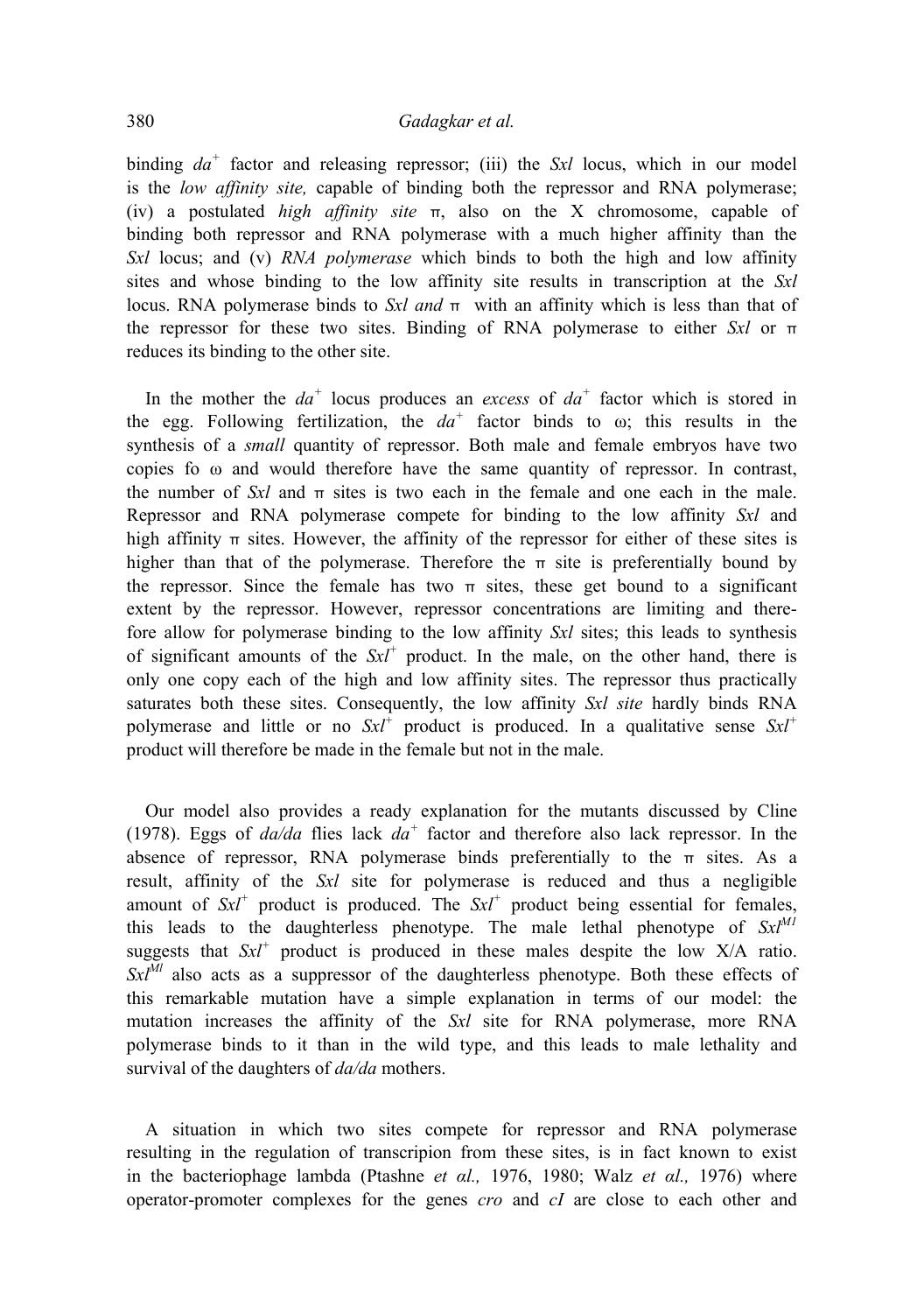binding $da^+$ factor and releasing repressor; (iii) the *Sxl* locus, which in our model is the *low affinity site,* capable of binding both the repressor and RNA polymerase; (iv) a postulated *high affinity site* π, also on the X chromosome, capable of binding both repressor and RNA polymerase with a much higher affinity than the *Sxl* locus; and (v) *RNA polymerase* which binds to both the high and low affinity sites and whose binding to the low affinity site results in transcription at the *Sxl* locus. RNA polymerase binds to *Sxl and* π with an affinity which is less than that of the repressor for these two sites. Binding of RNA polymerase to either *Sxl* or π reduces its binding to the other site.

In the mother the $da^+$ locus produces an *excess* of $da^+$ factor which is stored in the egg. Following fertilization, the $da^+$ factor binds to ω; this results in the synthesis of a *small* quantity of repressor. Both male and female embryos have two copies fo ω and would therefore have the same quantity of repressor. In contrast, the number of *Sxl* and π sites is two each in the female and one each in the male. Repressor and RNA polymerase compete for binding to the low affinity *Sxl* and high affinity π sites. However, the affinity of the repressor for either of these sites is higher than that of the polymerase. Therefore the π site is preferentially bound by the repressor. Since the female has two π sites, these get bound to a significant extent by the repressor. However, repressor concentrations are limiting and therefore allow for polymerase binding to the low affinity *Sxl* sites; this leads to synthesis of significant amounts of the $Sxl^+$ product. In the male, on the other hand, there is only one copy each of the high and low affinity sites. The repressor thus practically saturates both these sites. Consequently, the low affinity *Sxl site* hardly binds RNA polymerase and little or no $Sxl^+$ product is produced. In a qualitative sense $Sxl^+$ product will therefore be made in the female but not in the male.

Our model also provides a ready explanation for the mutants discussed by Cline (1978). Eggs of *da/da* flies lack $da^+$ factor and therefore also lack repressor. In the absence of repressor, RNA polymerase binds preferentially to the π sites. As a result, affinity of the *Sxl* site for polymerase is reduced and thus a negligible amount of $Sxl^+$ product is produced. The $Sxl^+$ product being essential for females, this leads to the daughterless phenotype. The male lethal phenotype of $Sxl^{M1}$ suggests that $Sxl^+$ product is produced in these males despite the low X/A ratio. $Sxl^{Ml}$ also acts as a suppressor of the daughterless phenotype. Both these effects of this remarkable mutation have a simple explanation in terms of our model: the mutation increases the affinity of the *Sxl* site for RNA polymerase, more RNA polymerase binds to it than in the wild type, and this leads to male lethality and survival of the daughters of *da/da* mothers.

A situation in which two sites compete for repressor and RNA polymerase resulting in the regulation of transcripion from these sites, is in fact known to exist in the bacteriophage lambda (Ptashne *et al.,* 1976, 1980; Walz *et al.,* 1976) where operator-promoter complexes for the genes *cro* and *cI* are close to each other and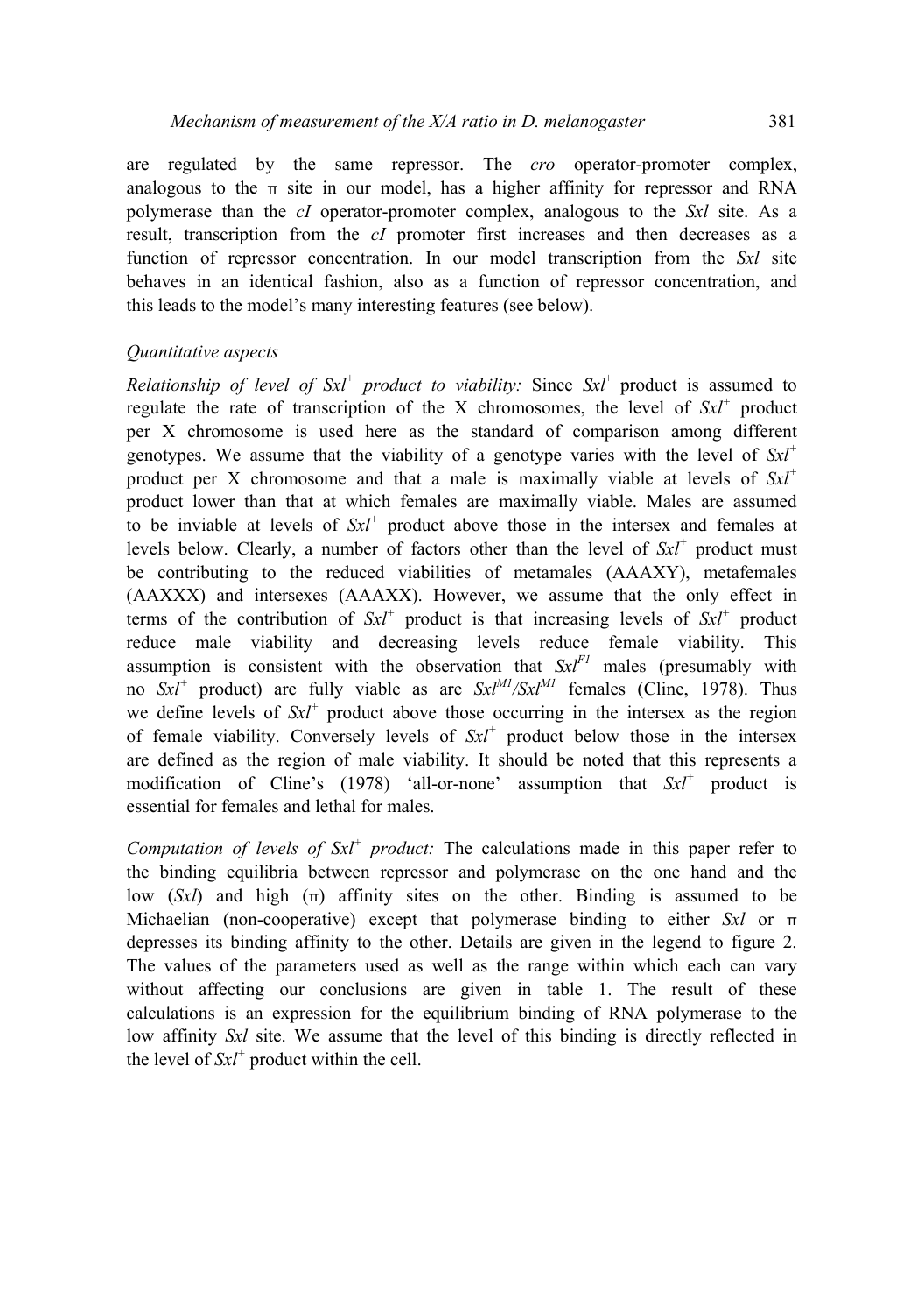are regulated by the same repressor. The *cro* operator-promoter complex, analogous to the π site in our model, has a higher affinity for repressor and RNA polymerase than the *cI* operator-promoter complex, analogous to the *Sxl* site. As a result, transcription from the *cI* promoter first increases and then decreases as a function of repressor concentration. In our model transcription from the *Sxl* site behaves in an identical fashion, also as a function of repressor concentration, and this leads to the model's many interesting features (see below).

*Quantitative aspects*

*Relationship of level of $Sxl^+$ product to viability:* Since $Sxl^+$ product is assumed to regulate the rate of transcription of the X chromosomes, the level of $Sxl^+$ product per X chromosome is used here as the standard of comparison among different genotypes. We assume that the viability of a genotype varies with the level of $Sxl^+$ product per X chromosome and that a male is maximally viable at levels of $Sxl^+$ product lower than that at which females are maximally viable. Males are assumed to be inviable at levels of $Sxl^+$ product above those in the intersex and females at levels below. Clearly, a number of factors other than the level of $Sxl^+$ product must be contributing to the reduced viabilities of metamales (AAAXY), metafemales (AAXXX) and intersexes (AAAXX). However, we assume that the only effect in terms of the contribution of $Sxl^+$ product is that increasing levels of $Sxl^+$ product reduce male viability and decreasing levels reduce female viability. This assumption is consistent with the observation that $Sxl^{F1}$ males (presumably with no $Sxl^+$ product) are fully viable as are $Sxl^{M1}/Sxl^{M1}$ females (Cline, 1978). Thus we define levels of $Sxl^+$ product above those occurring in the intersex as the region of female viability. Conversely levels of $Sxl^+$ product below those in the intersex are defined as the region of male viability. It should be noted that this represents a modification of Cline's (1978) 'all-or-none' assumption that $Sxl^+$ product is essential for females and lethal for males.

*Computation of levels of $Sxl^+$ product:* The calculations made in this paper refer to the binding equilibria between repressor and polymerase on the one hand and the low (*Sxl*) and high (π) affinity sites on the other. Binding is assumed to be Michaelian (non-cooperative) except that polymerase binding to either *Sxl* or π depresses its binding affinity to the other. Details are given in the legend to figure 2. The values of the parameters used as well as the range within which each can vary without affecting our conclusions are given in table 1. The result of these calculations is an expression for the equilibrium binding of RNA polymerase to the low affinity *Sxl* site. We assume that the level of this binding is directly reflected in the level of $Sxl^+$ product within the cell.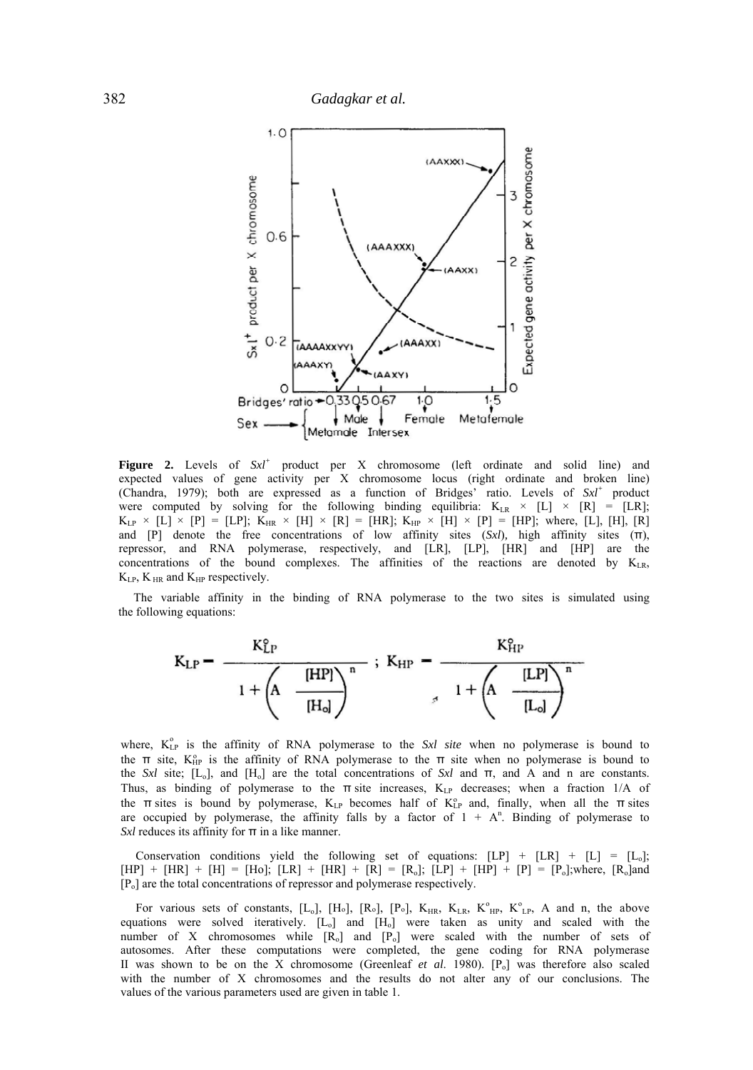**Figure 2.** Levels of *Sxl*$^{+}$ product per X chromosome (left ordinate and solid line) and expected values of gene activity per X chromosome locus (right ordinate and broken line) (Chandra, 1979); both are expressed as a function of Bridges' ratio. Levels of *Sxl*$^{+}$ product were computed by solving for the following binding equilibria: $K_{LR} \times [L] \times [R] = [LR]$; $K_{LP} \times [L] \times [P] = [LP]$; $K_{HR} \times [H] \times [R] = [HR]$; $K_{HP} \times [H] \times [P] = [HP]$; where, [L], [H], [R] and [P] denote the free concentrations of low affinity sites (*Sxl*), high affinity sites (π), repressor, and RNA polymerase, respectively, and [LR], [LP], [HR] and [HP] are the concentrations of the bound complexes. The affinities of the reactions are denoted by $K_{LR}$, $K_{LP}$, $K_{HR}$ and $K_{HP}$ respectively.

The variable affinity in the binding of RNA polymerase to the two sites is simulated using the following equations:

$$K_{LP} = \frac{K^{o}_{LP}}{1 + \left(A \dfrac{[HP]}{[H_o]}\right)^{n}} \; ; \; K_{HP} = \frac{K^{o}_{HP}}{1 + \left(A \dfrac{[LP]}{[L_o]}\right)^{n}}$$

where, $K^{o}_{LP}$ is the affinity of RNA polymerase to the *Sxl site* when no polymerase is bound to the π site, $K^{o}_{HP}$ is the affinity of RNA polymerase to the π site when no polymerase is bound to the *Sxl* site; $[L_o]$, and $[H_o]$ are the total concentrations of *Sxl* and π, and A and n are constants. Thus, as binding of polymerase to the π site increases, $K_{LP}$ decreases; when a fraction 1/A of the π sites is bound by polymerase, $K_{LP}$ becomes half of $K^{o}_{LP}$ and, finally, when all the π sites are occupied by polymerase, the affinity falls by a factor of $1 + A^{n}$. Binding of polymerase to *Sxl* reduces its affinity for π in a like manner.

Conservation conditions yield the following set of equations: $[LP] + [LR] + [L] = [L_o]$; $[HP] + [HR] + [H] = [Ho]$; $[LR] + [HR] + [R] = [R_o]$; $[LP] + [HP] + [P] = [P_o]$; where, $[R_o]$ and $[P_o]$ are the total concentrations of repressor and polymerase respectively.

For various sets of constants, $[L_o]$, $[H_o]$, $[R_o]$, $[P_o]$, $K_{HR}$, $K_{LR}$, $K^{o}_{HP}$, $K^{o}_{LP}$, A and n, the above equations were solved iteratively. $[L_o]$ and $[H_o]$ were taken as unity and scaled with the number of X chromosomes while $[R_o]$ and $[P_o]$ were scaled with the number of sets of autosomes. After these computations were completed, the gene coding for RNA polymerase II was shown to be on the X chromosome (Greenleaf *et al.* 1980). $[P_o]$ was therefore also scaled with the number of X chromosomes and the results do not alter any of our conclusions. The values of the various parameters used are given in table 1.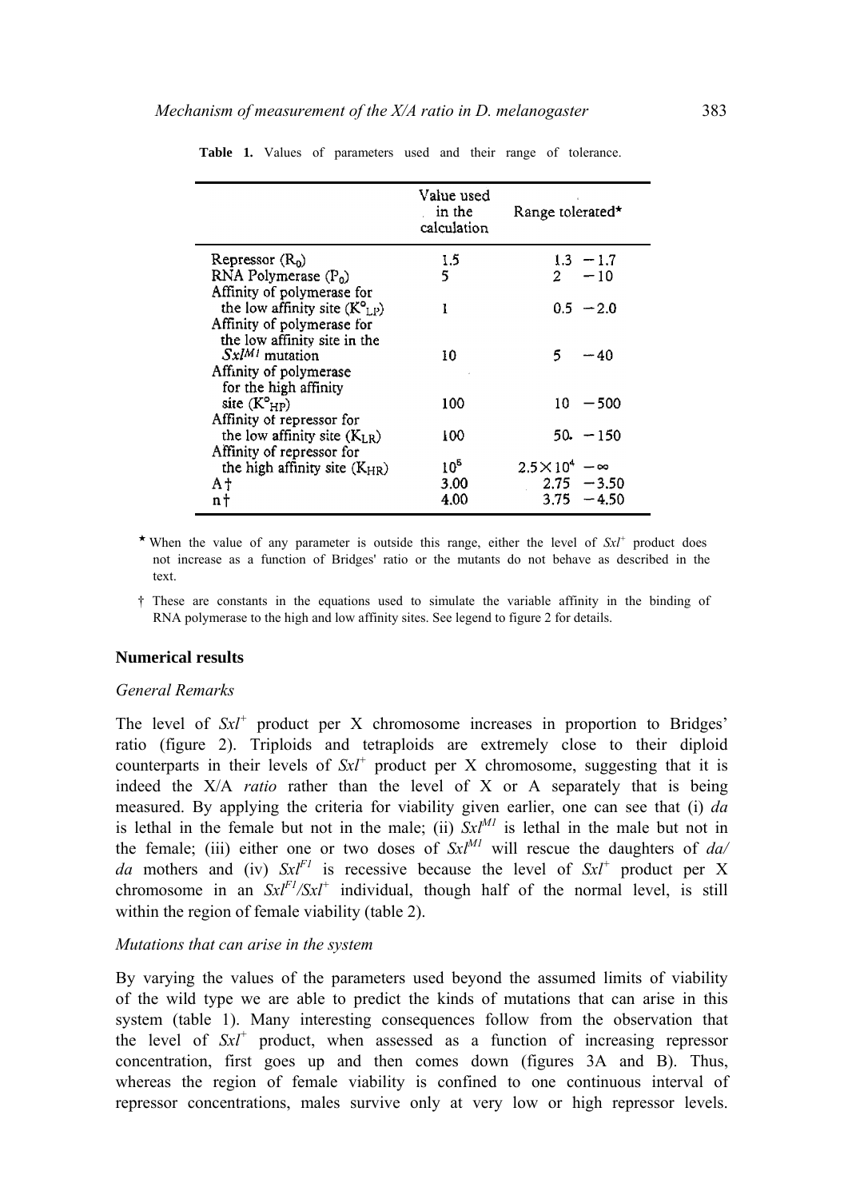**Table 1.** Values of parameters used and their range of tolerance.

| | Value used in the calculation | Range tolerated* |
|---|---|---|
| Repressor ($R_0$) | 1.5 | 1.3 − 1.7 |
| RNA Polymerase ($P_0$) | 5 | 2 − 10 |
| Affinity of polymerase for the low affinity site ($K^o_{LP}$) | 1 | 0.5 − 2.0 |
| Affinity of polymerase for the low affinity site in the $Sxl^{M1}$ mutation | 10 | 5 − 40 |
| Affinity of polymerase for the high affinity site ($K^o_{HP}$) | 100 | 10 − 500 |
| Affinity of repressor for the low affinity site ($K_{LR}$) | 100 | 50 − 150 |
| Affinity of repressor for the high affinity site ($K_{HR}$) | $10^5$ | $2.5 \times 10^4$ − ∞ |
| A† | 3.00 | 2.75 − 3.50 |
| n† | 4.00 | 3.75 − 4.50 |

\* When the value of any parameter is outside this range, either the level of $Sxl^+$ product does not increase as a function of Bridges' ratio or the mutants do not behave as described in the text.

† These are constants in the equations used to simulate the variable affinity in the binding of RNA polymerase to the high and low affinity sites. See legend to figure 2 for details.

## Numerical results

### *General Remarks*

The level of $Sxl^+$ product per X chromosome increases in proportion to Bridges' ratio (figure 2). Triploids and tetraploids are extremely close to their diploid counterparts in their levels of $Sxl^+$ product per X chromosome, suggesting that it is indeed the X/A *ratio* rather than the level of X or A separately that is being measured. By applying the criteria for viability given earlier, one can see that (i) *da* is lethal in the female but not in the male; (ii) $Sxl^{M1}$ is lethal in the male but not in the female; (iii) either one or two doses of $Sxl^{M1}$ will rescue the daughters of *da/da* mothers and (iv) $Sxl^{F1}$ is recessive because the level of $Sxl^+$ product per X chromosome in an $Sxl^{F1}/Sxl^+$ individual, though half of the normal level, is still within the region of female viability (table 2).

### *Mutations that can arise in the system*

By varying the values of the parameters used beyond the assumed limits of viability of the wild type we are able to predict the kinds of mutations that can arise in this system (table 1). Many interesting consequences follow from the observation that the level of $Sxl^+$ product, when assessed as a function of increasing repressor concentration, first goes up and then comes down (figures 3A and B). Thus, whereas the region of female viability is confined to one continuous interval of repressor concentrations, males survive only at very low or high repressor levels.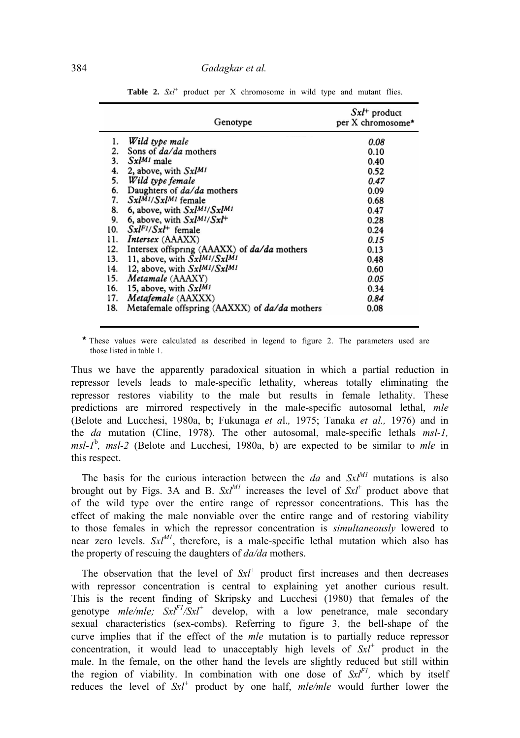**Table 2.** $Sxl^+$ product per X chromosome in wild type and mutant flies.

| | Genotype | $Sxl^+$ product per X chromosome* |
|---|---|---|
| 1. | *Wild type male* | *0.08* |
| 2. | Sons of *da/da* mothers | 0.10 |
| 3. | $Sxl^{M1}$ male | 0.40 |
| 4. | 2, above, with $Sxl^{M1}$ | 0.52 |
| 5. | *Wild type female* | *0.47* |
| 6. | Daughters of *da/da* mothers | 0.09 |
| 7. | $Sxl^{M1}/Sxl^{M1}$ female | 0.68 |
| 8. | 6, above, with $Sxl^{M1}/Sxl^{M1}$ | 0.47 |
| 9. | 6, above, with $Sxl^{M1}/Sxl^{+}$ | 0.28 |
| 10. | $Sxl^{F1}/Sxl^{+}$ female | 0.24 |
| 11. | *Intersex* (AAAXX) | *0.15* |
| 12. | Intersex offspring (AAAXX) of *da/da* mothers | 0.13 |
| 13. | 11, above, with $Sxl^{M1}/Sxl^{M1}$ | 0.48 |
| 14. | 12, above, with $Sxl^{M1}/Sxl^{M1}$ | 0.60 |
| 15. | *Metamale* (AAAXY) | *0.05* |
| 16. | 15, above, with $Sxl^{M1}$ | 0.34 |
| 17. | *Metafemale* (AAXXX) | *0.84* |
| 18. | Metafemale offspring (AAXXX) of *da/da* mothers | 0.08 |

\* These values were calculated as described in legend to figure 2. The parameters used are those listed in table 1.

Thus we have the apparently paradoxical situation in which a partial reduction in repressor levels leads to male-specific lethality, whereas totally eliminating the repressor restores viability to the male but results in female lethality. These predictions are mirrored respectively in the male-specific autosomal lethal, *mle* (Belote and Lucchesi, 1980a, b; Fukunaga *et al.,* 1975; Tanaka *et al.,* 1976) and in the *da* mutation (Cline, 1978). The other autosomal, male-specific lethals *msl-1, msl-1*$^{b}$*, msl-2* (Belote and Lucchesi, 1980a, b) are expected to be similar to *mle* in this respect.

The basis for the curious interaction between the *da* and $Sxl^{M1}$ mutations is also brought out by Figs. 3A and B. $Sxl^{M1}$ increases the level of $Sxl^+$ product above that of the wild type over the entire range of repressor concentrations. This has the effect of making the male nonviable over the entire range and of restoring viability to those females in which the repressor concentration is *simultaneously* lowered to near zero levels. $Sxl^{M1}$, therefore, is a male-specific lethal mutation which also has the property of rescuing the daughters of *da/da* mothers.

The observation that the level of $Sxl^+$ product first increases and then decreases with repressor concentration is central to explaining yet another curious result. This is the recent finding of Skripsky and Lucchesi (1980) that females of the genotype *mle/mle;* $Sxl^{F1}/Sxl^{+}$ develop, with a low penetrance, male secondary sexual characteristics (sex-combs). Referring to figure 3, the bell-shape of the curve implies that if the effect of the *mle* mutation is to partially reduce repressor concentration, it would lead to unacceptably high levels of $Sxl^+$ product in the male. In the female, on the other hand the levels are slightly reduced but still within the region of viability. In combination with one dose of $Sxl^{F1}$, which by itself reduces the level of $Sxl^+$ product by one half, *mle/mle* would further lower the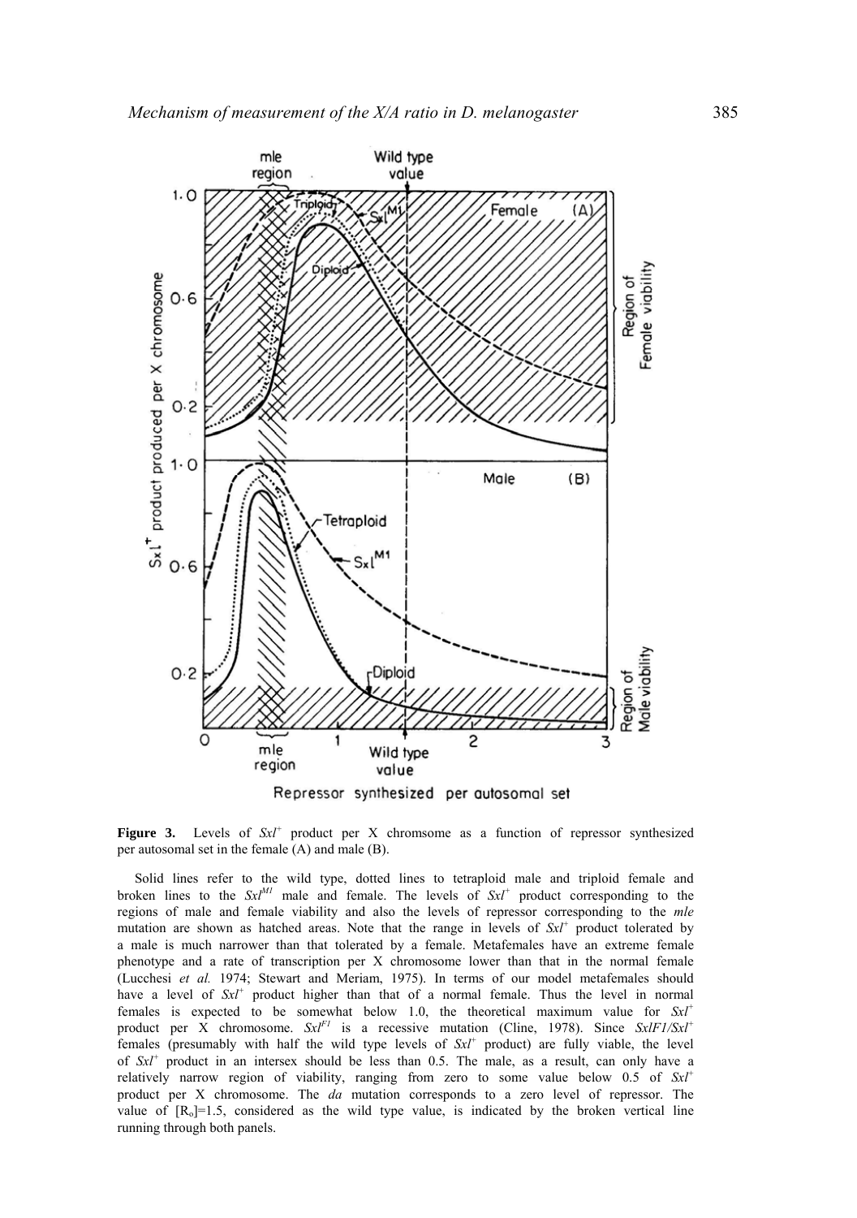**Figure 3.** Levels of $Sxl^{+}$ product per X chromsome as a function of repressor synthesized per autosomal set in the female (A) and male (B).

Solid lines refer to the wild type, dotted lines to tetraploid male and triploid female and broken lines to the $Sxl^{M1}$ male and female. The levels of $Sxl^{+}$ product corresponding to the regions of male and female viability and also the levels of repressor corresponding to the *mle* mutation are shown as hatched areas. Note that the range in levels of $Sxl^{+}$ product tolerated by a male is much narrower than that tolerated by a female. Metafemales have an extreme female phenotype and a rate of transcription per X chromosome lower than that in the normal female (Lucchesi *et al.* 1974; Stewart and Meriam, 1975). In terms of our model metafemales should have a level of $Sxl^{+}$ product higher than that of a normal female. Thus the level in normal females is expected to be somewhat below 1.0, the theoretical maximum value for $Sxl^{+}$ product per X chromosome. $Sxl^{F1}$ is a recessive mutation (Cline, 1978). Since $SxlF1/Sxl^{+}$ females (presumably with half the wild type levels of $Sxl^{+}$ product) are fully viable, the level of $Sxl^{+}$ product in an intersex should be less than 0.5. The male, as a result, can only have a relatively narrow region of viability, ranging from zero to some value below 0.5 of $Sxl^{+}$ product per X chromosome. The *da* mutation corresponds to a zero level of repressor. The value of $[R_o]=1.5$, considered as the wild type value, is indicated by the broken vertical line running through both panels.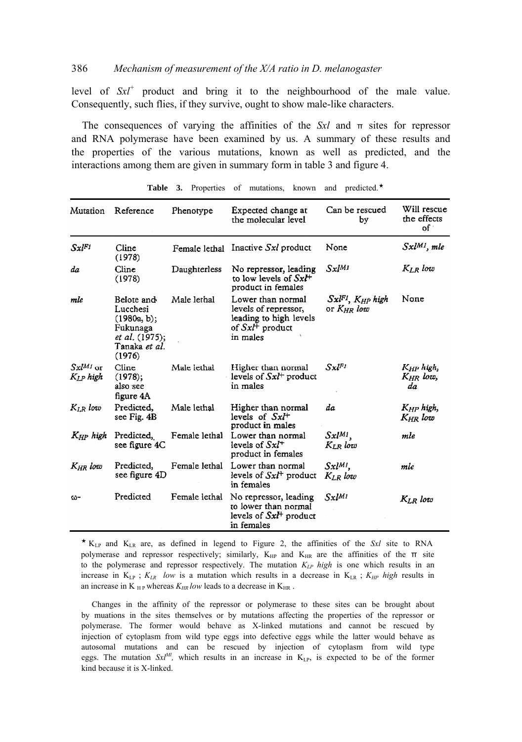level of $Sxl^+$ product and bring it to the neighbourhood of the male value. Consequently, such flies, if they survive, ought to show male-like characters.

The consequences of varying the affinities of the *Sxl* and π sites for repressor and RNA polymerase have been examined by us. A summary of these results and the properties of the various mutations, known as well as predicted, and the interactions among them are given in summary form in table 3 and figure 4.

**Table 3.** Properties of mutations, known and predicted.*

| Mutation | Reference | Phenotype | Expected change at the molecular level | Can be rescued by | Will rescue the effects of |
|---|---|---|---|---|---|
| $Sxl^{F1}$ | Cline (1978) | Female lethal | Inactive *Sxl* product | None | $Sxl^{M1}$, *mle* |
| *da* | Cline (1978) | Daughterless | No repressor, leading to low levels of $Sxl^+$ product in females | $Sxl^{M1}$ | $K_{LR}$ *low* |
| *mle* | Belote and Lucchesi (1980a, b); Fukunaga *et al.* (1975); Tanaka *et al.* (1976) | Male lethal | Lower than normal levels of repressor, leading to high levels of $Sxl^+$ product in males | $Sxl^{F1}$, $K_{HP}$ *high* or $K_{HR}$ *low* | None |
| $Sxl^{M1}$ or $K_{LP}$ *high* | Cline (1978); also see figure 4A | Male lethal | Higher than normal levels of $Sxl^+$ product in males | $Sxl^{F1}$ | $K_{HP}$ *high*, $K_{HR}$ *low*, *da* |
| $K_{LR}$ *low* | Predicted, see Fig. 4B | Male lethal | Higher than normal levels of $Sxl^+$ product in males | *da* | $K_{HP}$ *high*, $K_{HR}$ *low* |
| $K_{HP}$ *high* | Predicted, see figure 4C | Female lethal | Lower than normal levels of $Sxl^+$ product in females | $Sxl^{M1}$, $K_{LR}$ *low* | *mle* |
| $K_{HR}$ *low* | Predicted, see figure 4D | Female lethal | Lower than normal levels of $Sxl^+$ product in females | $Sxl^{M1}$, $K_{LR}$ *low* | *mle* |
| ω- | Predicted | Female lethal | No repressor, leading to lower than normal levels of $Sxl^+$ product in females | $Sxl^{M1}$ | $K_{LR}$ *low* |

* $K_{LP}$ and $K_{LR}$ are, as defined in legend to Figure 2, the affinities of the *Sxl* site to RNA polymerase and repressor respectively; similarly, $K_{HP}$ and $K_{HR}$ are the affinities of the π site to the polymerase and repressor respectively. The mutation $K_{LP}$ *high* is one which results in an increase in $K_{LP}$ ; $K_{LR}$ *low* is a mutation which results in a decrease in $K_{LR}$ ; $K_{HP}$ *high* results in an increase in $K_{HP}$ whereas $K_{HR}$ *low* leads to a decrease in $K_{HR}$ .

Changes in the affinity of the repressor or polymerase to these sites can be brought about by muations in the sites themselves or by mutations affecting the properties of the repressor or polymerase. The former would behave as X-linked mutations and cannot be rescued by injection of cytoplasm from wild type eggs into defective eggs while the latter would behave as autosomal mutations and can be rescued by injection of cytoplasm from wild type eggs. The mutation $Sxl^{Ml}$, which results in an increase in $K_{LP}$, is expected to be of the former kind because it is X-linked.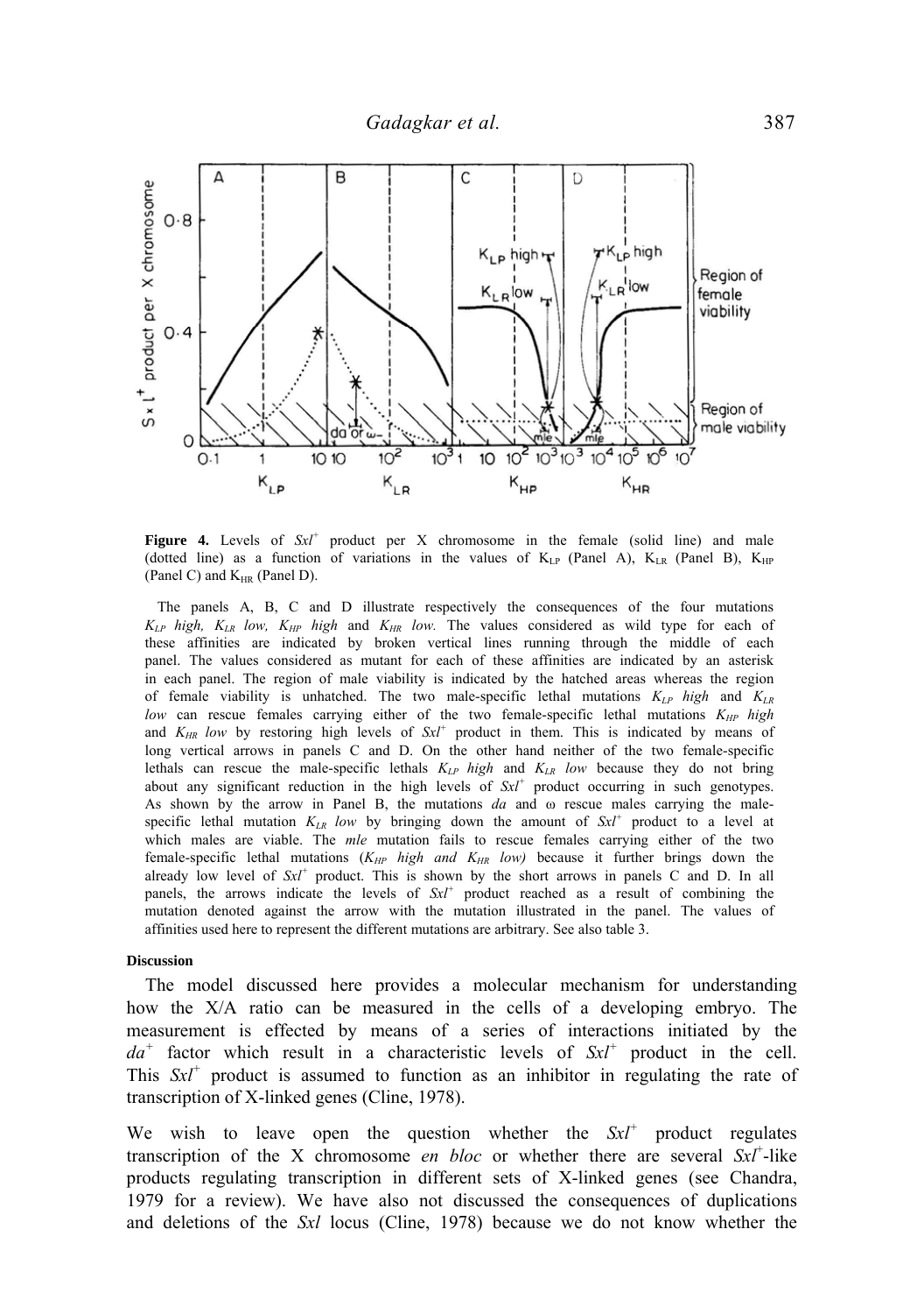**Figure 4.** Levels of $Sxl^+$ product per X chromosome in the female (solid line) and male (dotted line) as a function of variations in the values of $K_{LP}$ (Panel A), $K_{LR}$ (Panel B), $K_{HP}$ (Panel C) and $K_{HR}$ (Panel D).

The panels A, B, C and D illustrate respectively the consequences of the four mutations *$K_{LP}$ high, $K_{LR}$ low, $K_{HP}$ high* and *$K_{HR}$ low.* The values considered as wild type for each of these affinities are indicated by broken vertical lines running through the middle of each panel. The values considered as mutant for each of these affinities are indicated by an asterisk in each panel. The region of male viability is indicated by the hatched areas whereas the region of female viability is unhatched. The two male-specific lethal mutations *$K_{LP}$ high* and *$K_{LR}$ low* can rescue females carrying either of the two female-specific lethal mutations *$K_{HP}$ high* and *$K_{HR}$ low* by restoring high levels of $Sxl^+$ product in them. This is indicated by means of long vertical arrows in panels C and D. On the other hand neither of the two female-specific lethals can rescue the male-specific lethals *$K_{LP}$ high* and *$K_{LR}$ low* because they do not bring about any significant reduction in the high levels of $Sxl^+$ product occurring in such genotypes. As shown by the arrow in Panel B, the mutations *da* and ω rescue males carrying the male-specific lethal mutation *$K_{LR}$ low* by bringing down the amount of $Sxl^+$ product to a level at which males are viable. The *mle* mutation fails to rescue females carrying either of the two female-specific lethal mutations (*$K_{HP}$ high and $K_{HR}$ low)* because it further brings down the already low level of $Sxl^+$ product. This is shown by the short arrows in panels C and D. In all panels, the arrows indicate the levels of $Sxl^+$ product reached as a result of combining the mutation denoted against the arrow with the mutation illustrated in the panel. The values of affinities used here to represent the different mutations are arbitrary. See also table 3.

#### Discussion

The model discussed here provides a molecular mechanism for understanding how the X/A ratio can be measured in the cells of a developing embryo. The measurement is effected by means of a series of interactions initiated by the $da^+$ factor which result in a characteristic levels of $Sxl^+$ product in the cell. This $Sxl^+$ product is assumed to function as an inhibitor in regulating the rate of transcription of X-linked genes (Cline, 1978).

We wish to leave open the question whether the $Sxl^+$ product regulates transcription of the X chromosome *en bloc* or whether there are several $Sxl^+$-like products regulating transcription in different sets of X-linked genes (see Chandra, 1979 for a review). We have also not discussed the consequences of duplications and deletions of the *Sxl* locus (Cline, 1978) because we do not know whether the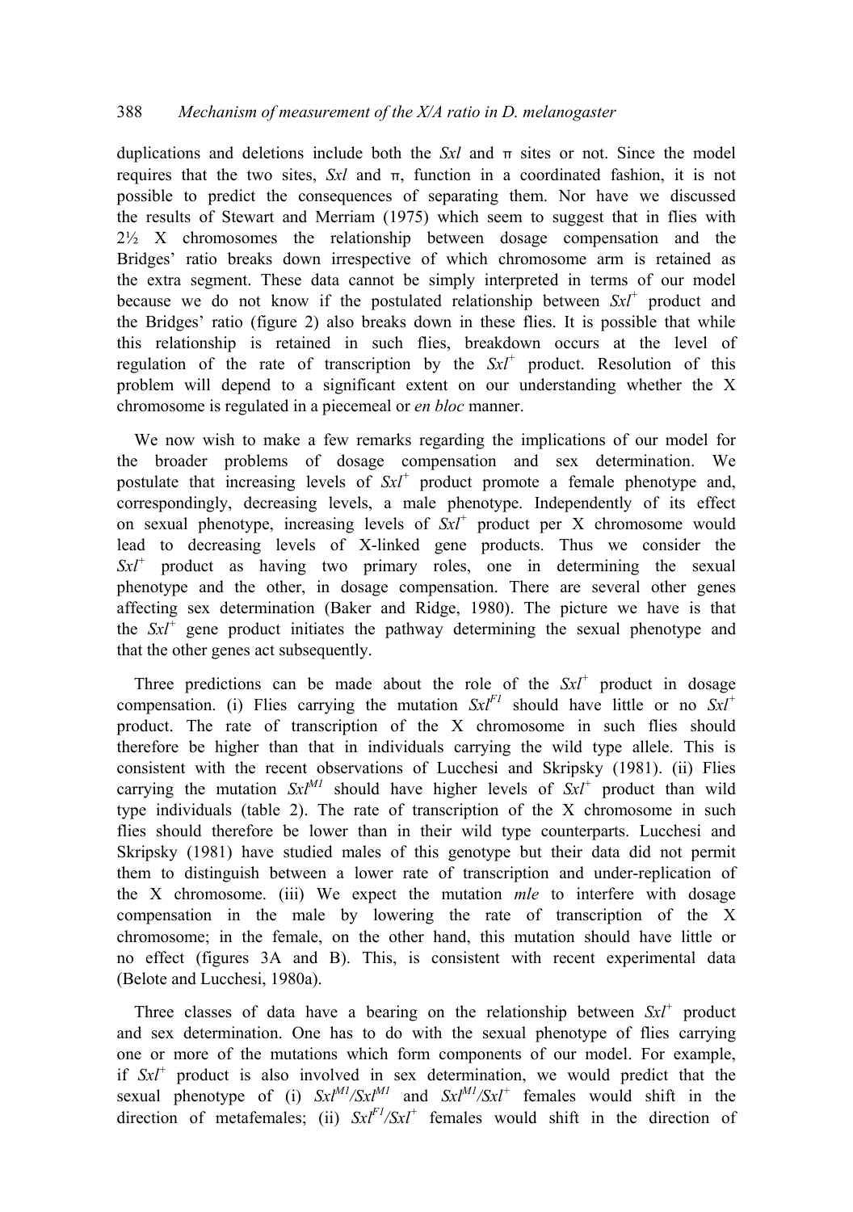duplications and deletions include both the *Sxl* and π sites or not. Since the model requires that the two sites, *Sxl* and π, function in a coordinated fashion, it is not possible to predict the consequences of separating them. Nor have we discussed the results of Stewart and Merriam (1975) which seem to suggest that in flies with 2½ X chromosomes the relationship between dosage compensation and the Bridges' ratio breaks down irrespective of which chromosome arm is retained as the extra segment. These data cannot be simply interpreted in terms of our model because we do not know if the postulated relationship between $Sxl^+$ product and the Bridges' ratio (figure 2) also breaks down in these flies. It is possible that while this relationship is retained in such flies, breakdown occurs at the level of regulation of the rate of transcription by the $Sxl^+$ product. Resolution of this problem will depend to a significant extent on our understanding whether the X chromosome is regulated in a piecemeal or *en bloc* manner.

We now wish to make a few remarks regarding the implications of our model for the broader problems of dosage compensation and sex determination. We postulate that increasing levels of $Sxl^+$ product promote a female phenotype and, correspondingly, decreasing levels, a male phenotype. Independently of its effect on sexual phenotype, increasing levels of $Sxl^+$ product per X chromosome would lead to decreasing levels of X-linked gene products. Thus we consider the $Sxl^+$ product as having two primary roles, one in determining the sexual phenotype and the other, in dosage compensation. There are several other genes affecting sex determination (Baker and Ridge, 1980). The picture we have is that the $Sxl^+$ gene product initiates the pathway determining the sexual phenotype and that the other genes act subsequently.

Three predictions can be made about the role of the $Sxl^+$ product in dosage compensation. (i) Flies carrying the mutation $Sxl^{F1}$ should have little or no $Sxl^+$ product. The rate of transcription of the X chromosome in such flies should therefore be higher than that in individuals carrying the wild type allele. This is consistent with the recent observations of Lucchesi and Skripsky (1981). (ii) Flies carrying the mutation $Sxl^{M1}$ should have higher levels of $Sxl^+$ product than wild type individuals (table 2). The rate of transcription of the X chromosome in such flies should therefore be lower than in their wild type counterparts. Lucchesi and Skripsky (1981) have studied males of this genotype but their data did not permit them to distinguish between a lower rate of transcription and under-replication of the X chromosome. (iii) We expect the mutation *mle* to interfere with dosage compensation in the male by lowering the rate of transcription of the X chromosome; in the female, on the other hand, this mutation should have little or no effect (figures 3A and B). This, is consistent with recent experimental data (Belote and Lucchesi, 1980a).

Three classes of data have a bearing on the relationship between $Sxl^+$ product and sex determination. One has to do with the sexual phenotype of flies carrying one or more of the mutations which form components of our model. For example, if $Sxl^+$ product is also involved in sex determination, we would predict that the sexual phenotype of (i) $Sxl^{M1}/Sxl^{M1}$ and $Sxl^{M1}/Sxl^+$ females would shift in the direction of metafemales; (ii) $Sxl^{F1}/Sxl^+$ females would shift in the direction of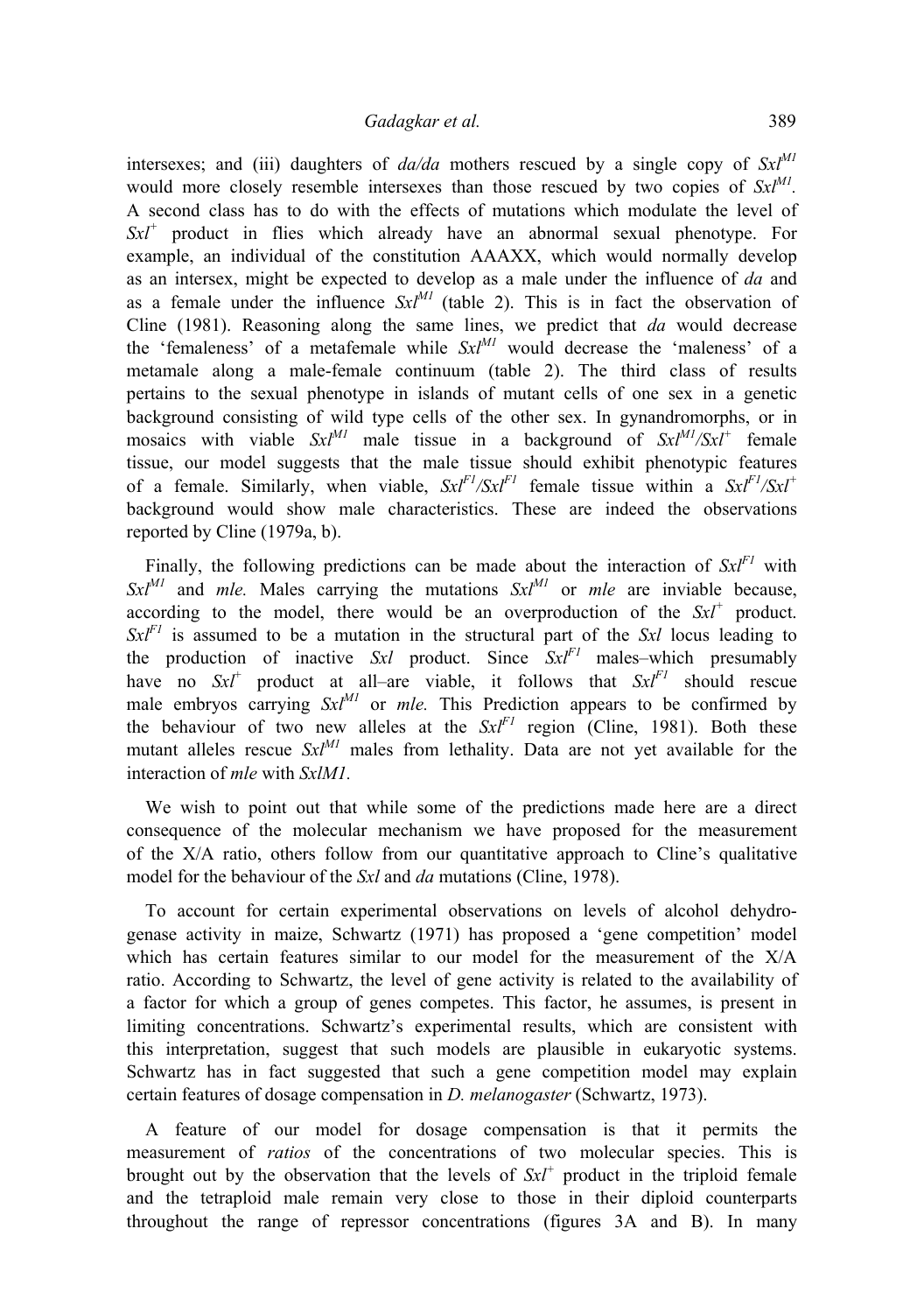intersexes; and (iii) daughters of *da/da* mothers rescued by a single copy of $Sxl^{M1}$ would more closely resemble intersexes than those rescued by two copies of $Sxl^{M1}$. A second class has to do with the effects of mutations which modulate the level of $Sxl^{+}$ product in flies which already have an abnormal sexual phenotype. For example, an individual of the constitution AAAXX, which would normally develop as an intersex, might be expected to develop as a male under the influence of *da* and as a female under the influence $Sxl^{M1}$ (table 2). This is in fact the observation of Cline (1981). Reasoning along the same lines, we predict that *da* would decrease the 'femaleness' of a metafemale while $Sxl^{M1}$ would decrease the 'maleness' of a metamale along a male-female continuum (table 2). The third class of results pertains to the sexual phenotype in islands of mutant cells of one sex in a genetic background consisting of wild type cells of the other sex. In gynandromorphs, or in mosaics with viable $Sxl^{M1}$ male tissue in a background of $Sxl^{M1}/Sxl^{+}$ female tissue, our model suggests that the male tissue should exhibit phenotypic features of a female. Similarly, when viable, $Sxl^{F1}/Sxl^{F1}$ female tissue within a $Sxl^{F1}/Sxl^{+}$ background would show male characteristics. These are indeed the observations reported by Cline (1979a, b).

Finally, the following predictions can be made about the interaction of $Sxl^{F1}$ with $Sxl^{M1}$ and *mle.* Males carrying the mutations $Sxl^{M1}$ or *mle* are inviable because, according to the model, there would be an overproduction of the $Sxl^{+}$ product. $Sxl^{F1}$ is assumed to be a mutation in the structural part of the *Sxl* locus leading to the production of inactive *Sxl* product. Since $Sxl^{F1}$ males–which presumably have no $Sxl^{+}$ product at all–are viable, it follows that $Sxl^{F1}$ should rescue male embryos carrying $Sxl^{M1}$ or *mle.* This Prediction appears to be confirmed by the behaviour of two new alleles at the $Sxl^{F1}$ region (Cline, 1981). Both these mutant alleles rescue $Sxl^{M1}$ males from lethality. Data are not yet available for the interaction of *mle* with *SxlM1.*

We wish to point out that while some of the predictions made here are a direct consequence of the molecular mechanism we have proposed for the measurement of the X/A ratio, others follow from our quantitative approach to Cline's qualitative model for the behaviour of the *Sxl* and *da* mutations (Cline, 1978).

To account for certain experimental observations on levels of alcohol dehydrogenase activity in maize, Schwartz (1971) has proposed a 'gene competition' model which has certain features similar to our model for the measurement of the X/A ratio. According to Schwartz, the level of gene activity is related to the availability of a factor for which a group of genes competes. This factor, he assumes, is present in limiting concentrations. Schwartz's experimental results, which are consistent with this interpretation, suggest that such models are plausible in eukaryotic systems. Schwartz has in fact suggested that such a gene competition model may explain certain features of dosage compensation in *D. melanogaster* (Schwartz, 1973).

A feature of our model for dosage compensation is that it permits the measurement of *ratios* of the concentrations of two molecular species. This is brought out by the observation that the levels of $Sxl^{+}$ product in the triploid female and the tetraploid male remain very close to those in their diploid counterparts throughout the range of repressor concentrations (figures 3A and B). In many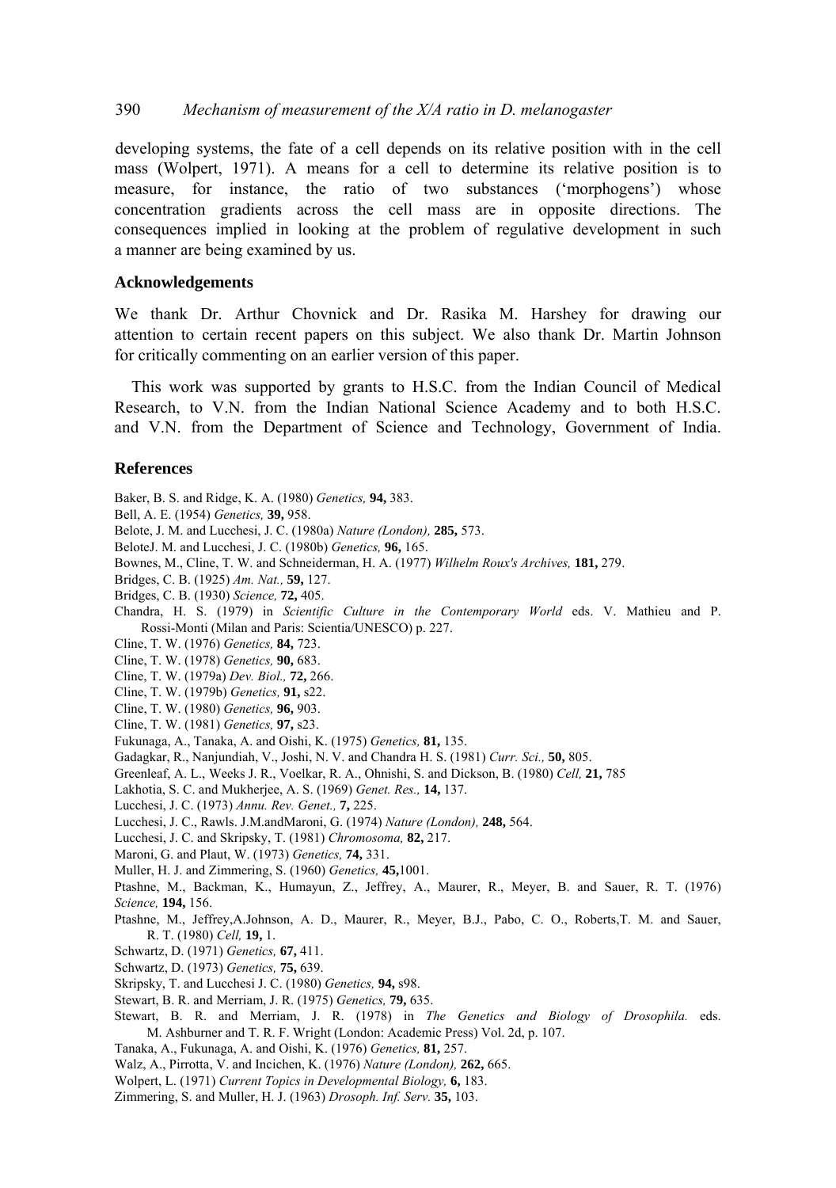developing systems, the fate of a cell depends on its relative position with in the cell mass (Wolpert, 1971). A means for a cell to determine its relative position is to measure, for instance, the ratio of two substances ('morphogens') whose concentration gradients across the cell mass are in opposite directions. The consequences implied in looking at the problem of regulative development in such a manner are being examined by us.

### Acknowledgements

We thank Dr. Arthur Chovnick and Dr. Rasika M. Harshey for drawing our attention to certain recent papers on this subject. We also thank Dr. Martin Johnson for critically commenting on an earlier version of this paper.

This work was supported by grants to H.S.C. from the Indian Council of Medical Research, to V.N. from the Indian National Science Academy and to both H.S.C. and V.N. from the Department of Science and Technology, Government of India.

### References

Baker, B. S. and Ridge, K. A. (1980) *Genetics,* **94,** 383.

Bell, A. E. (1954) *Genetics,* **39,** 958.

Belote, J. M. and Lucchesi, J. C. (1980a) *Nature (London),* **285,** 573.

BeloteJ. M. and Lucchesi, J. C. (1980b) *Genetics,* **96,** 165.

Bownes, M., Cline, T. W. and Schneiderman, H. A. (1977) *Wilhelm Roux's Archives,* **181,** 279.

Bridges, C. B. (1925) *Am. Nat.,* **59,** 127.

Bridges, C. B. (1930) *Science,* **72,** 405.

Chandra, H. S. (1979) in *Scientific Culture in the Contemporary World* eds. V. Mathieu and P. Rossi-Monti (Milan and Paris: Scientia/UNESCO) p. 227.

Cline, T. W. (1976) *Genetics,* **84,** 723.

Cline, T. W. (1978) *Genetics,* **90,** 683.

Cline, T. W. (1979a) *Dev. Biol.,* **72,** 266.

Cline, T. W. (1979b) *Genetics,* **91,** s22.

Cline, T. W. (1980) *Genetics,* **96,** 903.

Cline, T. W. (1981) *Genetics,* **97,** s23.

Fukunaga, A., Tanaka, A. and Oishi, K. (1975) *Genetics,* **81,** 135.

Gadagkar, R., Nanjundiah, V., Joshi, N. V. and Chandra H. S. (1981) *Curr. Sci.,* **50,** 805.

Greenleaf, A. L., Weeks J. R., Voelkar, R. A., Ohnishi, S. and Dickson, B. (1980) *Cell,* **21,** 785

Lakhotia, S. C. and Mukherjee, A. S. (1969) *Genet. Res.,* **14,** 137.

Lucchesi, J. C. (1973) *Annu. Rev. Genet.,* **7,** 225.

Lucchesi, J. C., Rawls. J.M.andMaroni, G. (1974) *Nature (London),* **248,** 564.

Lucchesi, J. C. and Skripsky, T. (1981) *Chromosoma,* **82,** 217.

Maroni, G. and Plaut, W. (1973) *Genetics,* **74,** 331.

Muller, H. J. and Zimmering, S. (1960) *Genetics,* **45,**1001.

Ptashne, M., Backman, K., Humayun, Z., Jeffrey, A., Maurer, R., Meyer, B. and Sauer, R. T. (1976) *Science,* **194,** 156.

Ptashne, M., Jeffrey,A.Johnson, A. D., Maurer, R., Meyer, B.J., Pabo, C. O., Roberts,T. M. and Sauer, R. T. (1980) *Cell,* **19,** 1.

Schwartz, D. (1971) *Genetics,* **67,** 411.

Schwartz, D. (1973) *Genetics,* **75,** 639.

Skripsky, T. and Lucchesi J. C. (1980) *Genetics,* **94,** s98.

Stewart, B. R. and Merriam, J. R. (1975) *Genetics,* **79,** 635.

Stewart, B. R. and Merriam, J. R. (1978) in *The Genetics and Biology of Drosophila.* eds. M. Ashburner and T. R. F. Wright (London: Academic Press) Vol. 2d, p. 107.

Tanaka, A., Fukunaga, A. and Oishi, K. (1976) *Genetics,* **81,** 257.

Walz, A., Pirrotta, V. and Incichen, K. (1976) *Nature (London),* **262,** 665.

Wolpert, L. (1971) *Current Topics in Developmental Biology,* **6,** 183.

Zimmering, S. and Muller, H. J. (1963) *Drosoph. Inf. Serv.* **35,** 103.